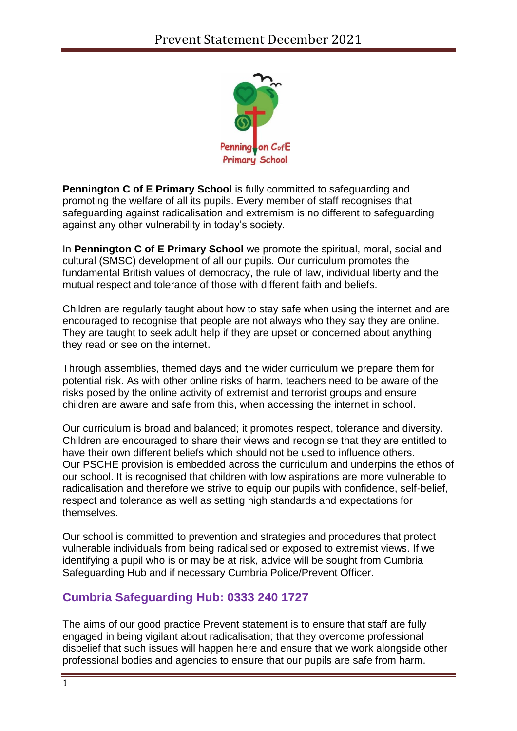# Prevent Statement December 2021

**Pennington C of E Primary School** is fully committed to safeguarding and promoting the welfare of all its pupils. Every member of staff recognises that safeguarding against radicalisation and extremism is no different to safeguarding against any other vulnerability in today's society.

In **Pennington C of E Primary School** we promote the spiritual, moral, social and cultural (SMSC) development of all our pupils. Our curriculum promotes the fundamental British values of democracy, the rule of law, individual liberty and the mutual respect and tolerance of those with different faith and beliefs.

Children are regularly taught about how to stay safe when using the internet and are encouraged to recognise that people are not always who they say they are online. They are taught to seek adult help if they are upset or concerned about anything they read or see on the internet.

Through assemblies, themed days and the wider curriculum we prepare them for potential risk. As with other online risks of harm, teachers need to be aware of the risks posed by the online activity of extremist and terrorist groups and ensure children are aware and safe from this, when accessing the internet in school.

Our curriculum is broad and balanced; it promotes respect, tolerance and diversity. Children are encouraged to share their views and recognise that they are entitled to have their own different beliefs which should not be used to influence others. Our PSCHE provision is embedded across the curriculum and underpins the ethos of our school. It is recognised that children with low aspirations are more vulnerable to radicalisation and therefore we strive to equip our pupils with confidence, self-belief, respect and tolerance as well as setting high standards and expectations for themselves.

Our school is committed to prevention and strategies and procedures that protect vulnerable individuals from being radicalised or exposed to extremist views. If we identifying a pupil who is or may be at risk, advice will be sought from Cumbria Safeguarding Hub and if necessary Cumbria Police/Prevent Officer.

## Cumbria Safeguarding Hub: 0333 240 1727

The aims of our good practice Prevent statement is to ensure that staff are fully engaged in being vigilant about radicalisation; that they overcome professional disbelief that such issues will happen here and ensure that we work alongside other professional bodies and agencies to ensure that our pupils are safe from harm.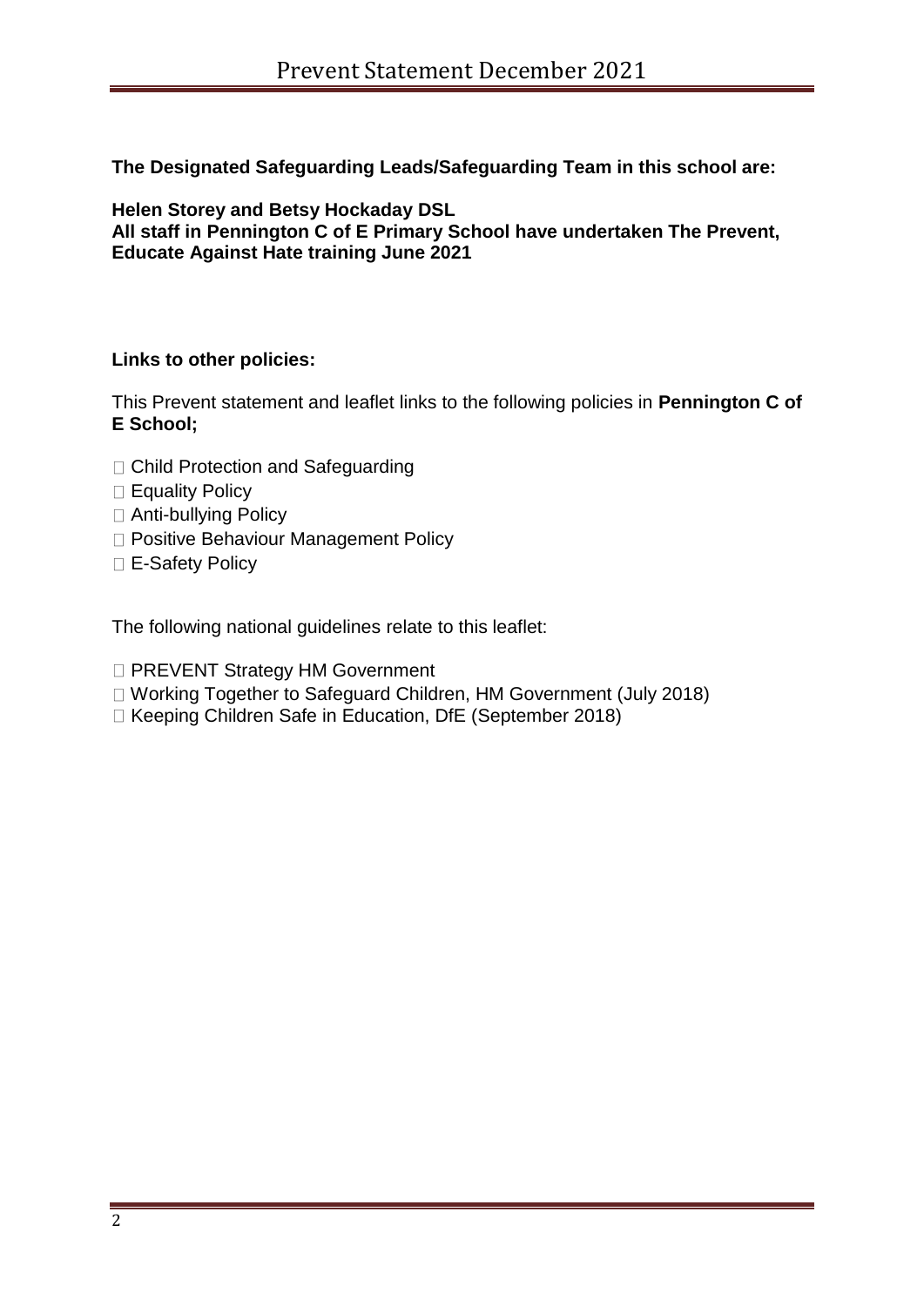**The Designated Safeguarding Leads/Safeguarding Team in this school are:**

**Helen Storey and Betsy Hockaday DSL**
**All staff in Pennington C of E Primary School have undertaken The Prevent, Educate Against Hate training June 2021**

**Links to other policies:**

This Prevent statement and leaflet links to the following policies in **Pennington C of E School;**

- Child Protection and Safeguarding
- Equality Policy
- Anti-bullying Policy
- Positive Behaviour Management Policy
- E-Safety Policy

The following national guidelines relate to this leaflet:

- PREVENT Strategy HM Government
- Working Together to Safeguard Children, HM Government (July 2018)
- Keeping Children Safe in Education, DfE (September 2018)